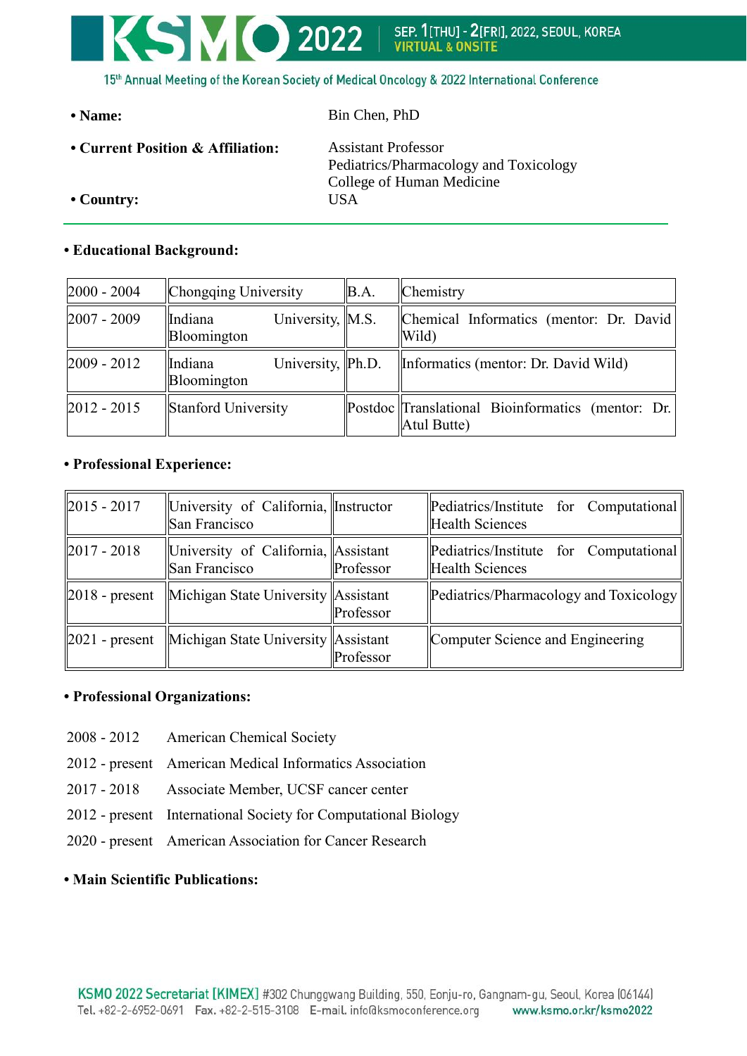- **Name:** Bin Chen, PhD
- **Current Position & Affiliation:** Assistant Professor
  Pediatrics/Pharmacology and Toxicology
  College of Human Medicine
- **Country:** USA

---

- **Educational Background:**

| | | | |
|---|---|---|---|
| 2000 - 2004 | Chongqing University | B.A. | Chemistry |
| 2007 - 2009 | Indiana University, Bloomington | M.S. | Chemical Informatics (mentor: Dr. David Wild) |
| 2009 - 2012 | Indiana University, Bloomington | Ph.D. | Informatics (mentor: Dr. David Wild) |
| 2012 - 2015 | Stanford University | Postdoc | Translational Bioinformatics (mentor: Dr. Atul Butte) |

- **Professional Experience:**

| | | | |
|---|---|---|---|
| 2015 - 2017 | University of California, San Francisco | Instructor | Pediatrics/Institute for Computational Health Sciences |
| 2017 - 2018 | University of California, San Francisco | Assistant Professor | Pediatrics/Institute for Computational Health Sciences |
| 2018 - present | Michigan State University | Assistant Professor | Pediatrics/Pharmacology and Toxicology |
| 2021 - present | Michigan State University | Assistant Professor | Computer Science and Engineering |

- **Professional Organizations:**

2008 - 2012 American Chemical Society
2012 - present American Medical Informatics Association
2017 - 2018 Associate Member, UCSF cancer center
2012 - present International Society for Computational Biology
2020 - present American Association for Cancer Research

- **Main Scientific Publications:**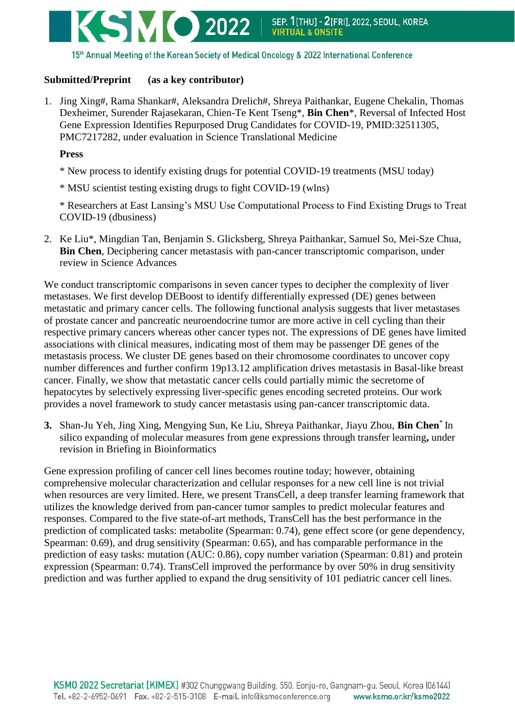**Submitted/Preprint (as a key contributor)**

1. Jing Xing#, Rama Shankar#, Aleksandra Drelich#, Shreya Paithankar, Eugene Chekalin, Thomas Dexheimer, Surender Rajasekaran, Chien-Te Kent Tseng*, **Bin Chen***, Reversal of Infected Host Gene Expression Identifies Repurposed Drug Candidates for COVID-19, PMID:32511305, PMC7217282, under evaluation in Science Translational Medicine

   **Press**

   * New process to identify existing drugs for potential COVID-19 treatments (MSU today)

   * MSU scientist testing existing drugs to fight COVID-19 (wlns)

   * Researchers at East Lansing's MSU Use Computational Process to Find Existing Drugs to Treat COVID-19 (dbusiness)

2. Ke Liu*, Mingdian Tan, Benjamin S. Glicksberg, Shreya Paithankar, Samuel So, Mei-Sze Chua, **Bin Chen**, Deciphering cancer metastasis with pan-cancer transcriptomic comparison, under review in Science Advances

We conduct transcriptomic comparisons in seven cancer types to decipher the complexity of liver metastases. We first develop DEBoost to identify differentially expressed (DE) genes between metastatic and primary cancer cells. The following functional analysis suggests that liver metastases of prostate cancer and pancreatic neuroendocrine tumor are more active in cell cycling than their respective primary cancers whereas other cancer types not. The expressions of DE genes have limited associations with clinical measures, indicating most of them may be passenger DE genes of the metastasis process. We cluster DE genes based on their chromosome coordinates to uncover copy number differences and further confirm 19p13.12 amplification drives metastasis in Basal-like breast cancer. Finally, we show that metastatic cancer cells could partially mimic the secretome of hepatocytes by selectively expressing liver-specific genes encoding secreted proteins. Our work provides a novel framework to study cancer metastasis using pan-cancer transcriptomic data.

3. Shan-Ju Yeh, Jing Xing, Mengying Sun, Ke Liu, Shreya Paithankar, Jiayu Zhou, **Bin Chen*** In silico expanding of molecular measures from gene expressions through transfer learning**,** under revision in Briefing in Bioinformatics

Gene expression profiling of cancer cell lines becomes routine today; however, obtaining comprehensive molecular characterization and cellular responses for a new cell line is not trivial when resources are very limited. Here, we present TransCell, a deep transfer learning framework that utilizes the knowledge derived from pan-cancer tumor samples to predict molecular features and responses. Compared to the five state-of-art methods, TransCell has the best performance in the prediction of complicated tasks: metabolite (Spearman: 0.74), gene effect score (or gene dependency, Spearman: 0.69), and drug sensitivity (Spearman: 0.65), and has comparable performance in the prediction of easy tasks: mutation (AUC: 0.86), copy number variation (Spearman: 0.81) and protein expression (Spearman: 0.74). TransCell improved the performance by over 50% in drug sensitivity prediction and was further applied to expand the drug sensitivity of 101 pediatric cancer cell lines.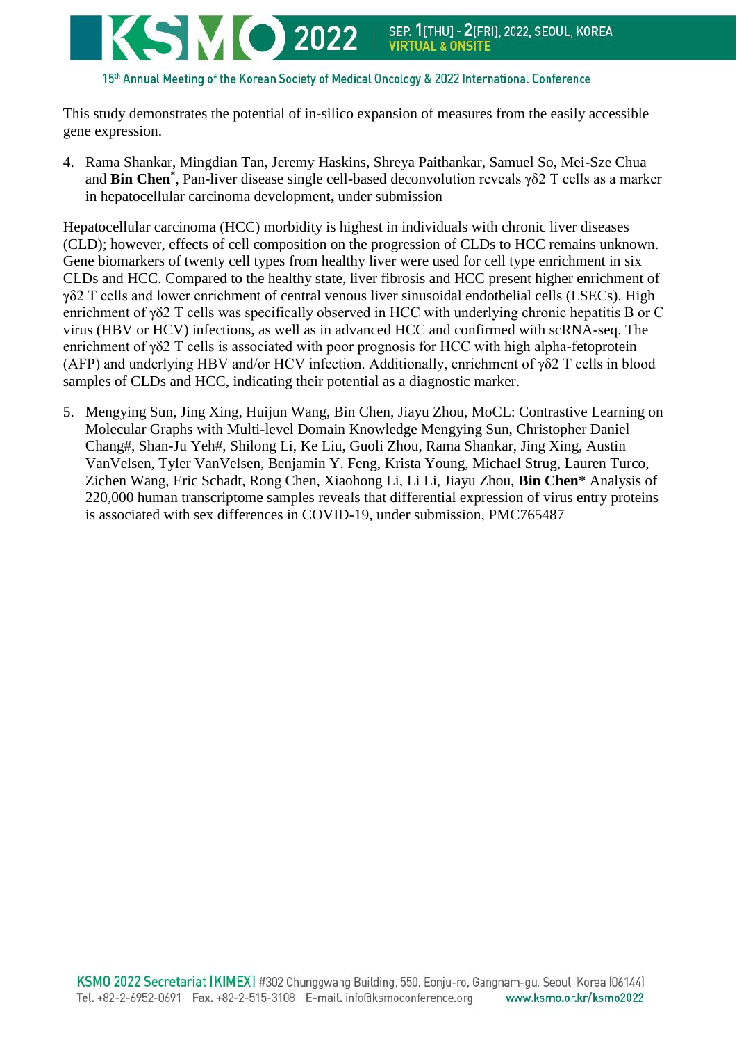This study demonstrates the potential of in-silico expansion of measures from the easily accessible gene expression.

4. Rama Shankar, Mingdian Tan, Jeremy Haskins, Shreya Paithankar, Samuel So, Mei-Sze Chua and **Bin Chen**[*], Pan-liver disease single cell-based deconvolution reveals γδ2 T cells as a marker in hepatocellular carcinoma development**,** under submission

Hepatocellular carcinoma (HCC) morbidity is highest in individuals with chronic liver diseases (CLD); however, effects of cell composition on the progression of CLDs to HCC remains unknown. Gene biomarkers of twenty cell types from healthy liver were used for cell type enrichment in six CLDs and HCC. Compared to the healthy state, liver fibrosis and HCC present higher enrichment of γδ2 T cells and lower enrichment of central venous liver sinusoidal endothelial cells (LSECs). High enrichment of γδ2 T cells was specifically observed in HCC with underlying chronic hepatitis B or C virus (HBV or HCV) infections, as well as in advanced HCC and confirmed with scRNA-seq. The enrichment of γδ2 T cells is associated with poor prognosis for HCC with high alpha-fetoprotein (AFP) and underlying HBV and/or HCV infection. Additionally, enrichment of γδ2 T cells in blood samples of CLDs and HCC, indicating their potential as a diagnostic marker.

5. Mengying Sun, Jing Xing, Huijun Wang, Bin Chen, Jiayu Zhou, MoCL: Contrastive Learning on Molecular Graphs with Multi-level Domain Knowledge Mengying Sun, Christopher Daniel Chang#, Shan-Ju Yeh#, Shilong Li, Ke Liu, Guoli Zhou, Rama Shankar, Jing Xing, Austin VanVelsen, Tyler VanVelsen, Benjamin Y. Feng, Krista Young, Michael Strug, Lauren Turco, Zichen Wang, Eric Schadt, Rong Chen, Xiaohong Li, Li Li, Jiayu Zhou, **Bin Chen**\* Analysis of 220,000 human transcriptome samples reveals that differential expression of virus entry proteins is associated with sex differences in COVID-19, under submission, PMC765487